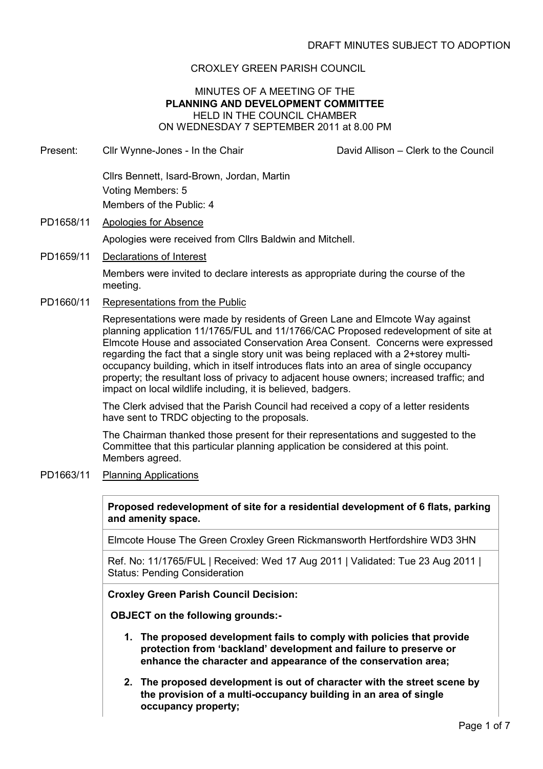DRAFT MINUTES SUBJECT TO ADOPTION

CROXLEY GREEN PARISH COUNCIL

MINUTES OF A MEETING OF THE
**PLANNING AND DEVELOPMENT COMMITTEE**
HELD IN THE COUNCIL CHAMBER
ON WEDNESDAY 7 SEPTEMBER 2011 at 8.00 PM

Present: Cllr Wynne-Jones - In the Chair — David Allison – Clerk to the Council

Cllrs Bennett, Isard-Brown, Jordan, Martin
Voting Members: 5
Members of the Public: 4

PD1658/11 Apologies for Absence

Apologies were received from Cllrs Baldwin and Mitchell.

PD1659/11 Declarations of Interest

Members were invited to declare interests as appropriate during the course of the meeting.

PD1660/11 Representations from the Public

Representations were made by residents of Green Lane and Elmcote Way against planning application 11/1765/FUL and 11/1766/CAC Proposed redevelopment of site at Elmcote House and associated Conservation Area Consent. Concerns were expressed regarding the fact that a single story unit was being replaced with a 2+storey multi-occupancy building, which in itself introduces flats into an area of single occupancy property; the resultant loss of privacy to adjacent house owners; increased traffic; and impact on local wildlife including, it is believed, badgers.

The Clerk advised that the Parish Council had received a copy of a letter residents have sent to TRDC objecting to the proposals.

The Chairman thanked those present for their representations and suggested to the Committee that this particular planning application be considered at this point. Members agreed.

PD1663/11 Planning Applications

**Proposed redevelopment of site for a residential development of 6 flats, parking and amenity space.**

Elmcote House The Green Croxley Green Rickmansworth Hertfordshire WD3 3HN

Ref. No: 11/1765/FUL | Received: Wed 17 Aug 2011 | Validated: Tue 23 Aug 2011 | Status: Pending Consideration

**Croxley Green Parish Council Decision:**

**OBJECT on the following grounds:-**

1. **The proposed development fails to comply with policies that provide protection from 'backland' development and failure to preserve or enhance the character and appearance of the conservation area;**
2. **The proposed development is out of character with the street scene by the provision of a multi-occupancy building in an area of single occupancy property;**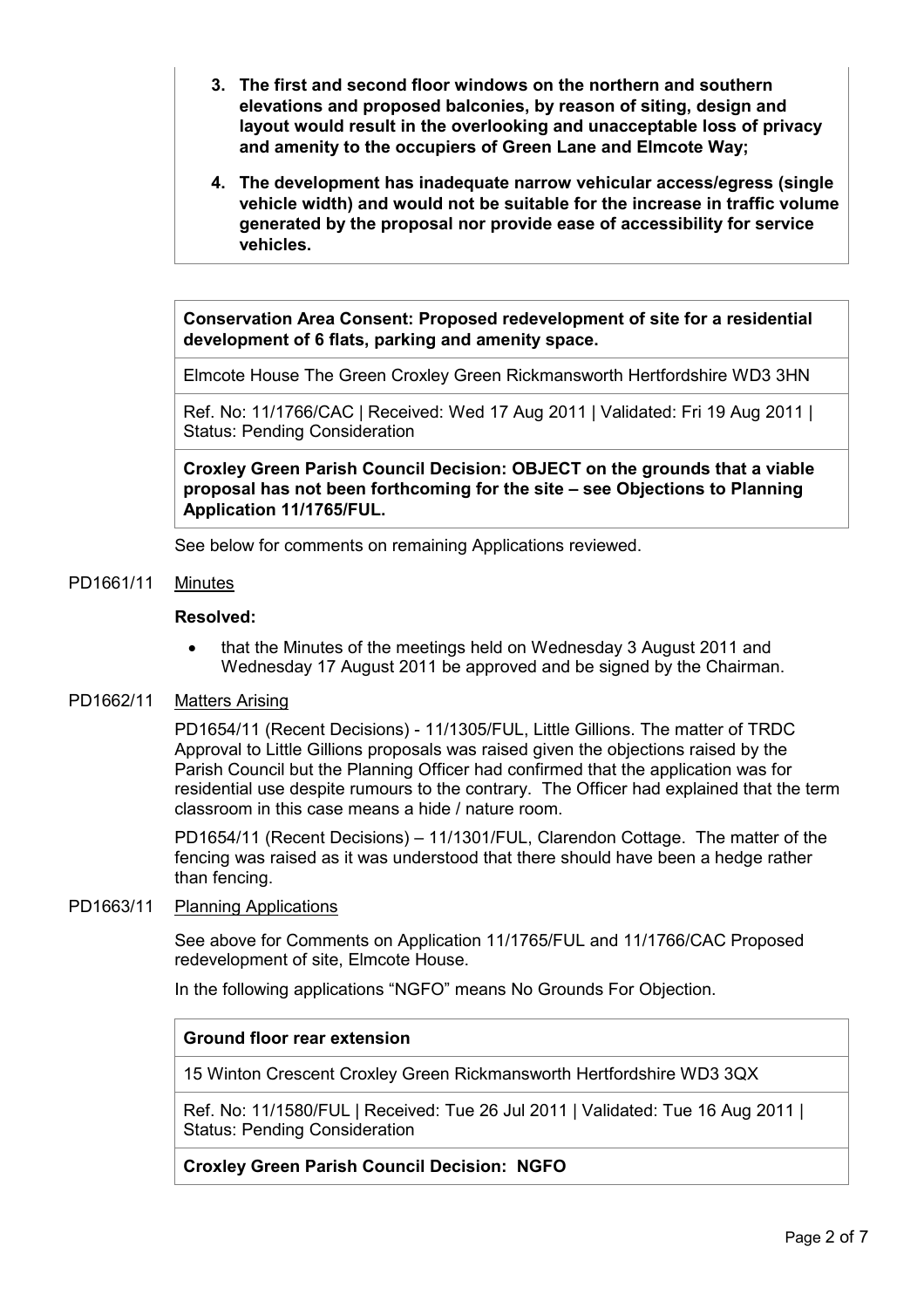3. **The first and second floor windows on the northern and southern elevations and proposed balconies, by reason of siting, design and layout would result in the overlooking and unacceptable loss of privacy and amenity to the occupiers of Green Lane and Elmcote Way;**

4. **The development has inadequate narrow vehicular access/egress (single vehicle width) and would not be suitable for the increase in traffic volume generated by the proposal nor provide ease of accessibility for service vehicles.**

| **Conservation Area Consent: Proposed redevelopment of site for a residential development of 6 flats, parking and amenity space.** |
|---|
| Elmcote House The Green Croxley Green Rickmansworth Hertfordshire WD3 3HN |
| Ref. No: 11/1766/CAC \| Received: Wed 17 Aug 2011 \| Validated: Fri 19 Aug 2011 \| Status: Pending Consideration |
| **Croxley Green Parish Council Decision: OBJECT on the grounds that a viable proposal has not been forthcoming for the site – see Objections to Planning Application 11/1765/FUL.** |

See below for comments on remaining Applications reviewed.

PD1661/11 Minutes

**Resolved:**

- that the Minutes of the meetings held on Wednesday 3 August 2011 and Wednesday 17 August 2011 be approved and be signed by the Chairman.

PD1662/11 Matters Arising

PD1654/11 (Recent Decisions) - 11/1305/FUL, Little Gillions. The matter of TRDC Approval to Little Gillions proposals was raised given the objections raised by the Parish Council but the Planning Officer had confirmed that the application was for residential use despite rumours to the contrary. The Officer had explained that the term classroom in this case means a hide / nature room.

PD1654/11 (Recent Decisions) – 11/1301/FUL, Clarendon Cottage. The matter of the fencing was raised as it was understood that there should have been a hedge rather than fencing.

PD1663/11 Planning Applications

See above for Comments on Application 11/1765/FUL and 11/1766/CAC Proposed redevelopment of site, Elmcote House.

In the following applications "NGFO" means No Grounds For Objection.

| **Ground floor rear extension** |
|---|
| 15 Winton Crescent Croxley Green Rickmansworth Hertfordshire WD3 3QX |
| Ref. No: 11/1580/FUL \| Received: Tue 26 Jul 2011 \| Validated: Tue 16 Aug 2011 \| Status: Pending Consideration |
| **Croxley Green Parish Council Decision: NGFO** |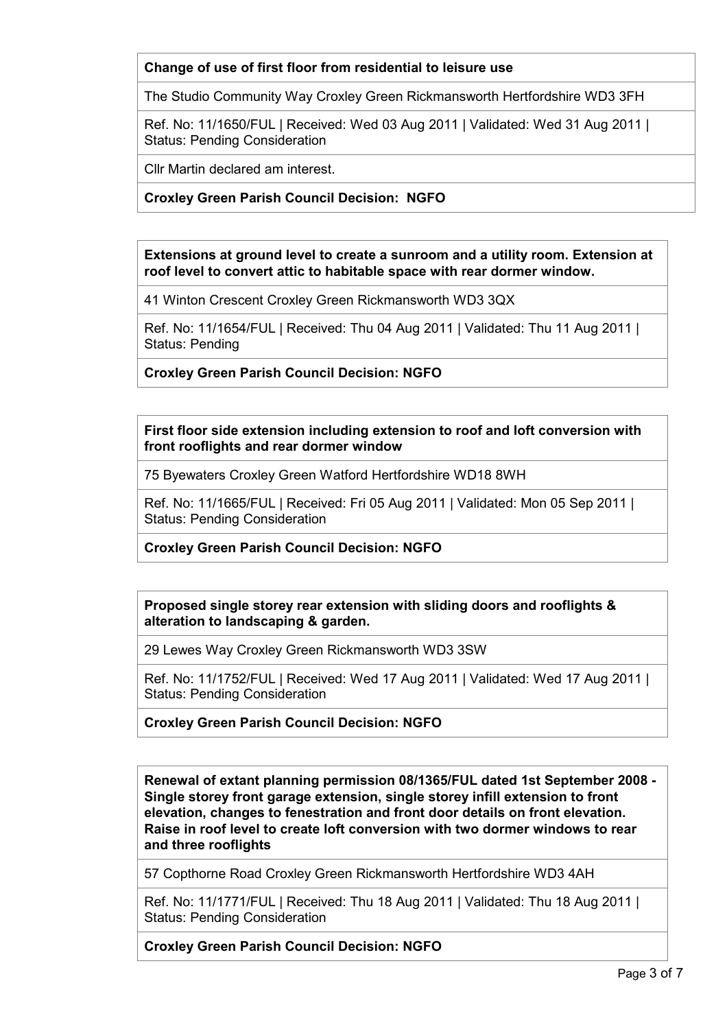**Change of use of first floor from residential to leisure use**

The Studio Community Way Croxley Green Rickmansworth Hertfordshire WD3 3FH

Ref. No: 11/1650/FUL | Received: Wed 03 Aug 2011 | Validated: Wed 31 Aug 2011 | Status: Pending Consideration

Cllr Martin declared am interest.

**Croxley Green Parish Council Decision: NGFO**

---

**Extensions at ground level to create a sunroom and a utility room. Extension at roof level to convert attic to habitable space with rear dormer window.**

41 Winton Crescent Croxley Green Rickmansworth WD3 3QX

Ref. No: 11/1654/FUL | Received: Thu 04 Aug 2011 | Validated: Thu 11 Aug 2011 | Status: Pending

**Croxley Green Parish Council Decision: NGFO**

---

**First floor side extension including extension to roof and loft conversion with front rooflights and rear dormer window**

75 Byewaters Croxley Green Watford Hertfordshire WD18 8WH

Ref. No: 11/1665/FUL | Received: Fri 05 Aug 2011 | Validated: Mon 05 Sep 2011 | Status: Pending Consideration

**Croxley Green Parish Council Decision: NGFO**

---

**Proposed single storey rear extension with sliding doors and rooflights & alteration to landscaping & garden.**

29 Lewes Way Croxley Green Rickmansworth WD3 3SW

Ref. No: 11/1752/FUL | Received: Wed 17 Aug 2011 | Validated: Wed 17 Aug 2011 | Status: Pending Consideration

**Croxley Green Parish Council Decision: NGFO**

---

**Renewal of extant planning permission 08/1365/FUL dated 1st September 2008 - Single storey front garage extension, single storey infill extension to front elevation, changes to fenestration and front door details on front elevation. Raise in roof level to create loft conversion with two dormer windows to rear and three rooflights**

57 Copthorne Road Croxley Green Rickmansworth Hertfordshire WD3 4AH

Ref. No: 11/1771/FUL | Received: Thu 18 Aug 2011 | Validated: Thu 18 Aug 2011 | Status: Pending Consideration

**Croxley Green Parish Council Decision: NGFO**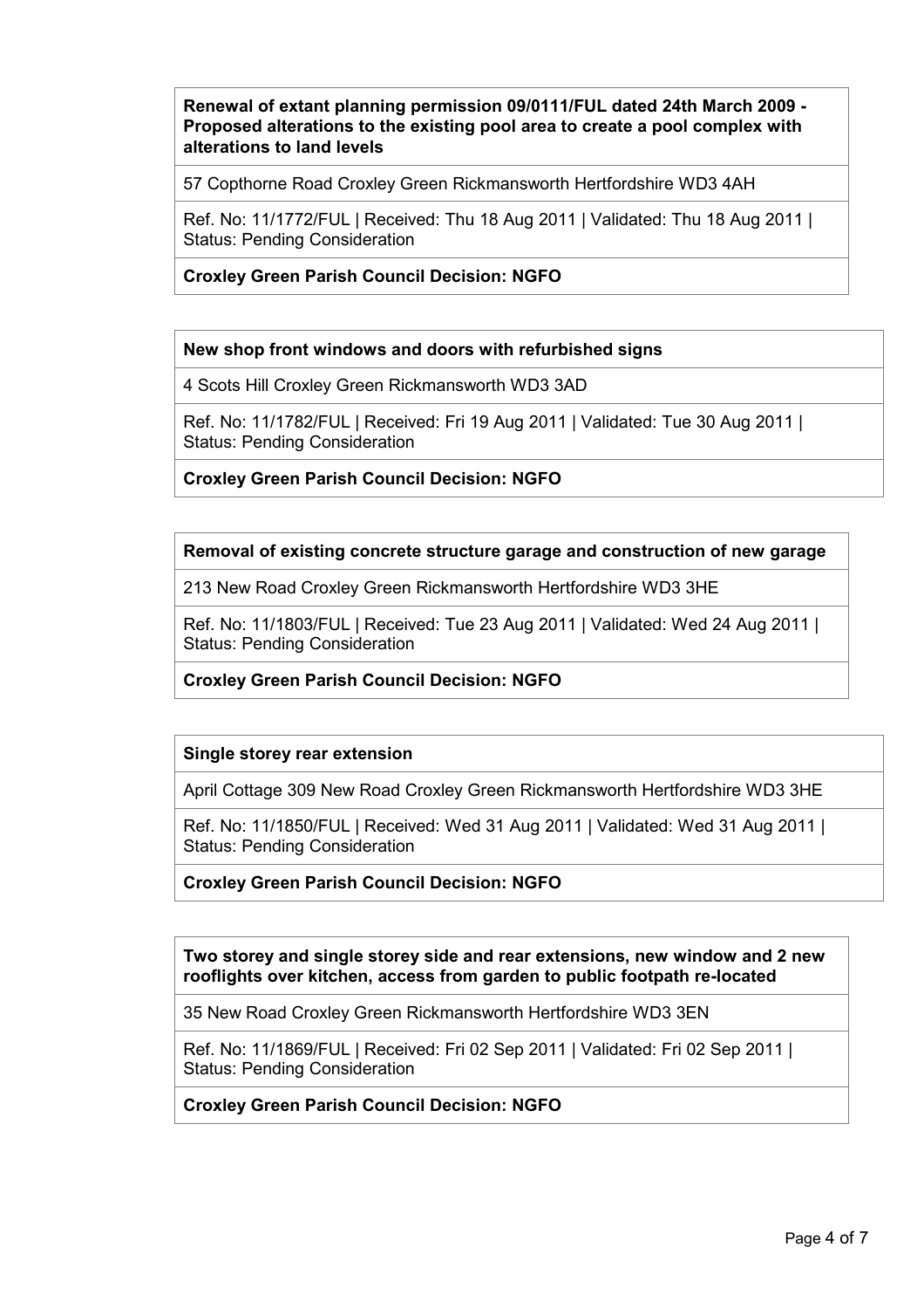**Renewal of extant planning permission 09/0111/FUL dated 24th March 2009 - Proposed alterations to the existing pool area to create a pool complex with alterations to land levels**

57 Copthorne Road Croxley Green Rickmansworth Hertfordshire WD3 4AH

Ref. No: 11/1772/FUL | Received: Thu 18 Aug 2011 | Validated: Thu 18 Aug 2011 | Status: Pending Consideration

**Croxley Green Parish Council Decision: NGFO**

---

**New shop front windows and doors with refurbished signs**

4 Scots Hill Croxley Green Rickmansworth WD3 3AD

Ref. No: 11/1782/FUL | Received: Fri 19 Aug 2011 | Validated: Tue 30 Aug 2011 | Status: Pending Consideration

**Croxley Green Parish Council Decision: NGFO**

---

**Removal of existing concrete structure garage and construction of new garage**

213 New Road Croxley Green Rickmansworth Hertfordshire WD3 3HE

Ref. No: 11/1803/FUL | Received: Tue 23 Aug 2011 | Validated: Wed 24 Aug 2011 | Status: Pending Consideration

**Croxley Green Parish Council Decision: NGFO**

---

**Single storey rear extension**

April Cottage 309 New Road Croxley Green Rickmansworth Hertfordshire WD3 3HE

Ref. No: 11/1850/FUL | Received: Wed 31 Aug 2011 | Validated: Wed 31 Aug 2011 | Status: Pending Consideration

**Croxley Green Parish Council Decision: NGFO**

---

**Two storey and single storey side and rear extensions, new window and 2 new rooflights over kitchen, access from garden to public footpath re-located**

35 New Road Croxley Green Rickmansworth Hertfordshire WD3 3EN

Ref. No: 11/1869/FUL | Received: Fri 02 Sep 2011 | Validated: Fri 02 Sep 2011 | Status: Pending Consideration

**Croxley Green Parish Council Decision: NGFO**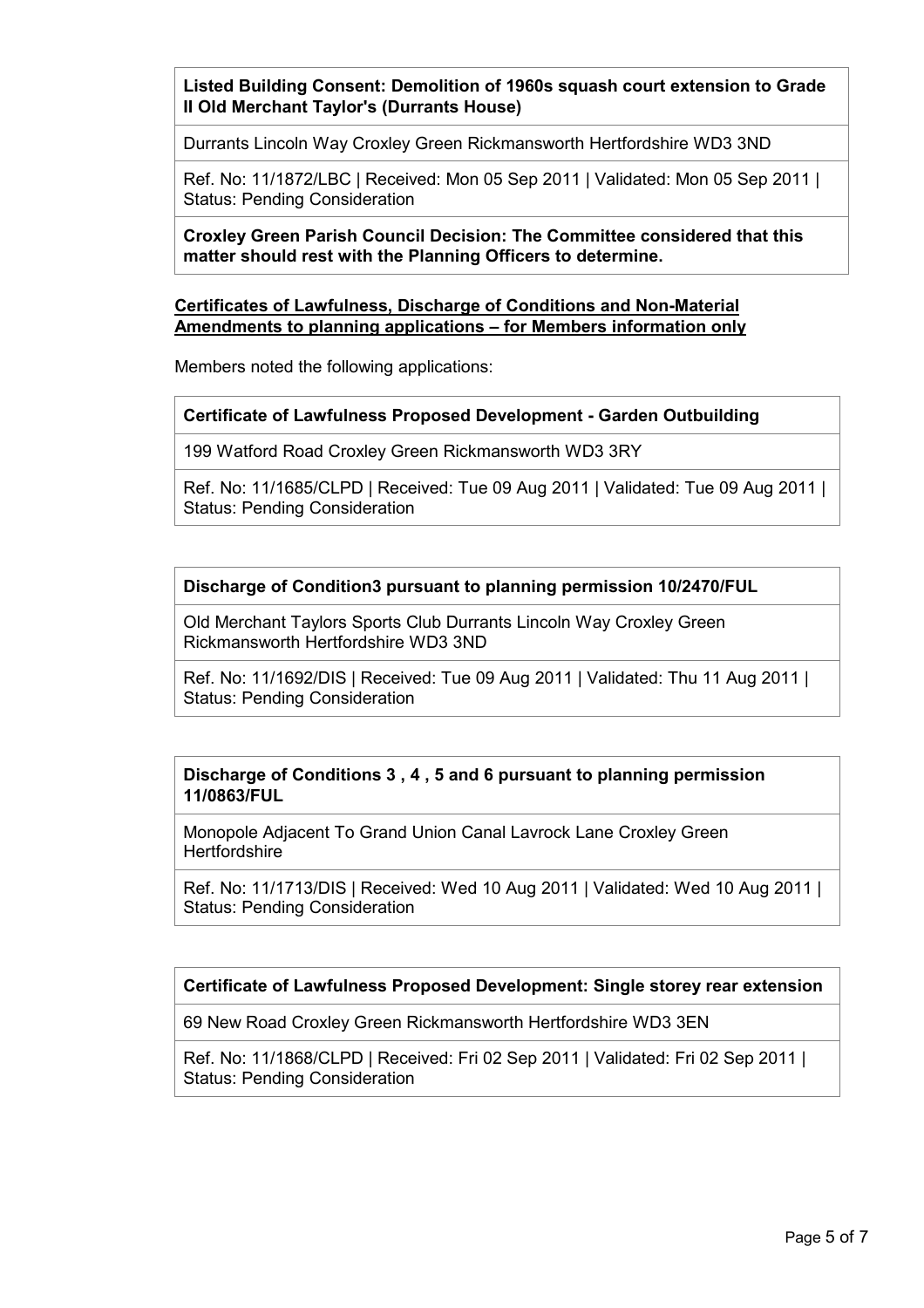**Listed Building Consent: Demolition of 1960s squash court extension to Grade II Old Merchant Taylor's (Durrants House)**

Durrants Lincoln Way Croxley Green Rickmansworth Hertfordshire WD3 3ND

Ref. No: 11/1872/LBC | Received: Mon 05 Sep 2011 | Validated: Mon 05 Sep 2011 | Status: Pending Consideration

**Croxley Green Parish Council Decision: The Committee considered that this matter should rest with the Planning Officers to determine.**

**Certificates of Lawfulness, Discharge of Conditions and Non-Material Amendments to planning applications – for Members information only**

Members noted the following applications:

**Certificate of Lawfulness Proposed Development - Garden Outbuilding**

199 Watford Road Croxley Green Rickmansworth WD3 3RY

Ref. No: 11/1685/CLPD | Received: Tue 09 Aug 2011 | Validated: Tue 09 Aug 2011 | Status: Pending Consideration

**Discharge of Condition3 pursuant to planning permission 10/2470/FUL**

Old Merchant Taylors Sports Club Durrants Lincoln Way Croxley Green Rickmansworth Hertfordshire WD3 3ND

Ref. No: 11/1692/DIS | Received: Tue 09 Aug 2011 | Validated: Thu 11 Aug 2011 | Status: Pending Consideration

**Discharge of Conditions 3 , 4 , 5 and 6 pursuant to planning permission 11/0863/FUL**

Monopole Adjacent To Grand Union Canal Lavrock Lane Croxley Green Hertfordshire

Ref. No: 11/1713/DIS | Received: Wed 10 Aug 2011 | Validated: Wed 10 Aug 2011 | Status: Pending Consideration

**Certificate of Lawfulness Proposed Development: Single storey rear extension**

69 New Road Croxley Green Rickmansworth Hertfordshire WD3 3EN

Ref. No: 11/1868/CLPD | Received: Fri 02 Sep 2011 | Validated: Fri 02 Sep 2011 | Status: Pending Consideration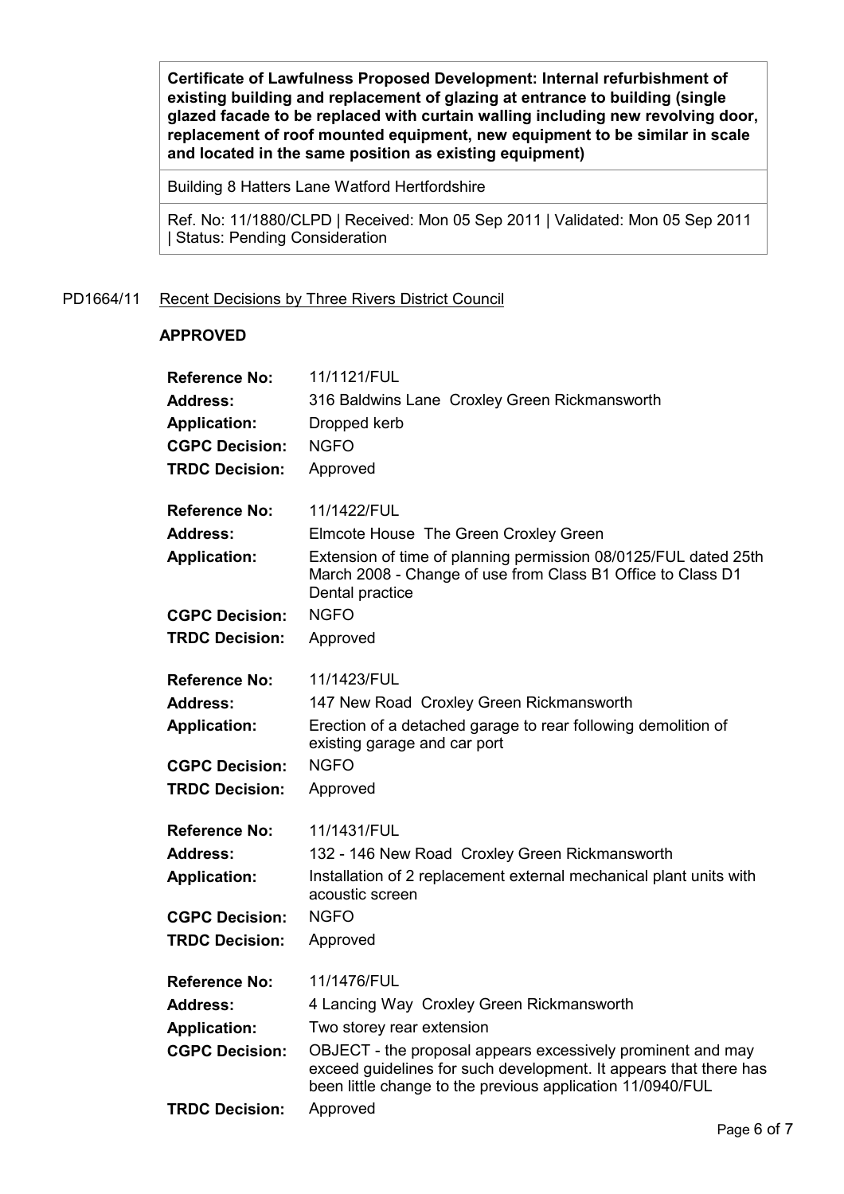| **Certificate of Lawfulness Proposed Development: Internal refurbishment of existing building and replacement of glazing at entrance to building (single glazed facade to be replaced with curtain walling including new revolving door, replacement of roof mounted equipment, new equipment to be similar in scale and located in the same position as existing equipment)** |
|---|
| Building 8 Hatters Lane Watford Hertfordshire |
| Ref. No: 11/1880/CLPD \| Received: Mon 05 Sep 2011 \| Validated: Mon 05 Sep 2011 \| Status: Pending Consideration |

PD1664/11 Recent Decisions by Three Rivers District Council

**APPROVED**

| | |
|---|---|
| **Reference No:** | 11/1121/FUL |
| **Address:** | 316 Baldwins Lane Croxley Green Rickmansworth |
| **Application:** | Dropped kerb |
| **CGPC Decision:** | NGFO |
| **TRDC Decision:** | Approved |

| | |
|---|---|
| **Reference No:** | 11/1422/FUL |
| **Address:** | Elmcote House The Green Croxley Green |
| **Application:** | Extension of time of planning permission 08/0125/FUL dated 25th March 2008 - Change of use from Class B1 Office to Class D1 Dental practice |
| **CGPC Decision:** | NGFO |
| **TRDC Decision:** | Approved |

| | |
|---|---|
| **Reference No:** | 11/1423/FUL |
| **Address:** | 147 New Road Croxley Green Rickmansworth |
| **Application:** | Erection of a detached garage to rear following demolition of existing garage and car port |
| **CGPC Decision:** | NGFO |
| **TRDC Decision:** | Approved |

| | |
|---|---|
| **Reference No:** | 11/1431/FUL |
| **Address:** | 132 - 146 New Road Croxley Green Rickmansworth |
| **Application:** | Installation of 2 replacement external mechanical plant units with acoustic screen |
| **CGPC Decision:** | NGFO |
| **TRDC Decision:** | Approved |

| | |
|---|---|
| **Reference No:** | 11/1476/FUL |
| **Address:** | 4 Lancing Way Croxley Green Rickmansworth |
| **Application:** | Two storey rear extension |
| **CGPC Decision:** | OBJECT - the proposal appears excessively prominent and may exceed guidelines for such development. It appears that there has been little change to the previous application 11/0940/FUL |
| **TRDC Decision:** | Approved |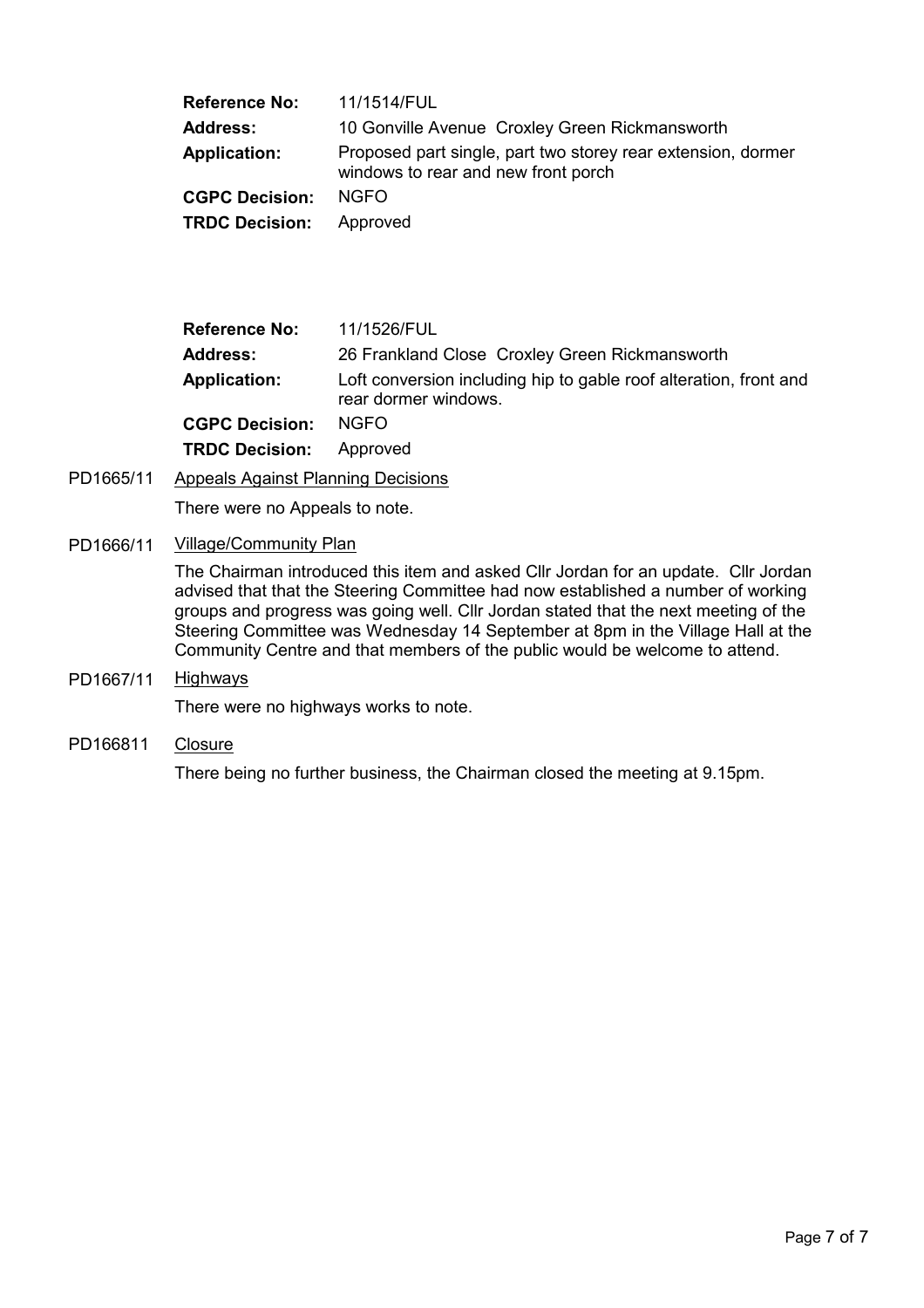| | |
|---|---|
| **Reference No:** | 11/1514/FUL |
| **Address:** | 10 Gonville Avenue Croxley Green Rickmansworth |
| **Application:** | Proposed part single, part two storey rear extension, dormer windows to rear and new front porch |
| **CGPC Decision:** | NGFO |
| **TRDC Decision:** | Approved |

| | |
|---|---|
| **Reference No:** | 11/1526/FUL |
| **Address:** | 26 Frankland Close Croxley Green Rickmansworth |
| **Application:** | Loft conversion including hip to gable roof alteration, front and rear dormer windows. |
| **CGPC Decision:** | NGFO |
| **TRDC Decision:** | Approved |

PD1665/11 Appeals Against Planning Decisions

There were no Appeals to note.

PD1666/11 Village/Community Plan

The Chairman introduced this item and asked Cllr Jordan for an update. Cllr Jordan advised that that the Steering Committee had now established a number of working groups and progress was going well. Cllr Jordan stated that the next meeting of the Steering Committee was Wednesday 14 September at 8pm in the Village Hall at the Community Centre and that members of the public would be welcome to attend.

PD1667/11 Highways

There were no highways works to note.

PD166811 Closure

There being no further business, the Chairman closed the meeting at 9.15pm.